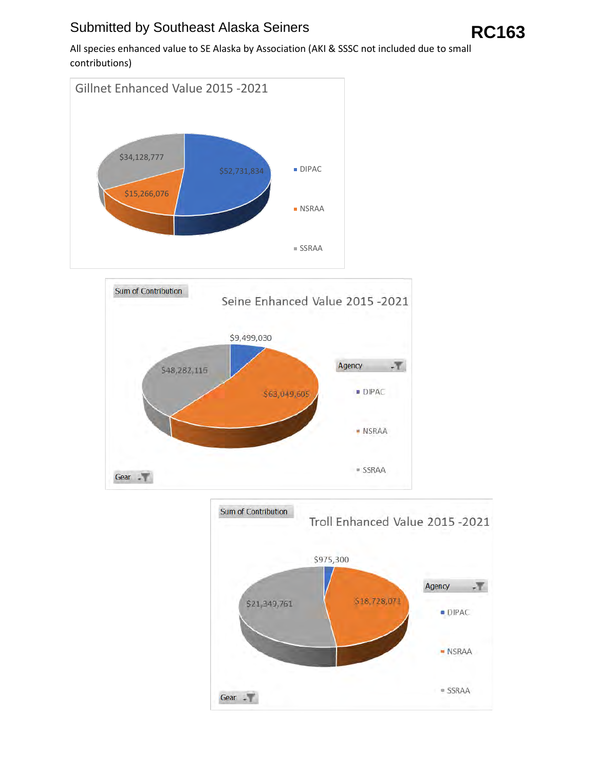Submitted by Southeast Alaska Seiners

**RC163**

All species enhanced value to SE Alaska by Association (AKI & SSSC not included due to small contributions)

## Gillnet Enhanced Value 2015 -2021

| Agency | Value |
| --- | --- |
| DIPAC | $52,731,834 |
| NSRAA | $15,266,076 |
| SSRAA | $34,128,777 |

## Seine Enhanced Value 2015 -2021

Sum of Contribution

| Agency | Value |
| --- | --- |
| DIPAC | $9,499,030 |
| NSRAA | $63,049,605 |
| SSRAA | $48,282,116 |

Gear

## Troll Enhanced Value 2015 -2021

Sum of Contribution

| Agency | Value |
| --- | --- |
| DIPAC | $975,300 |
| NSRAA | $18,728,071 |
| SSRAA | $21,349,761 |

Gear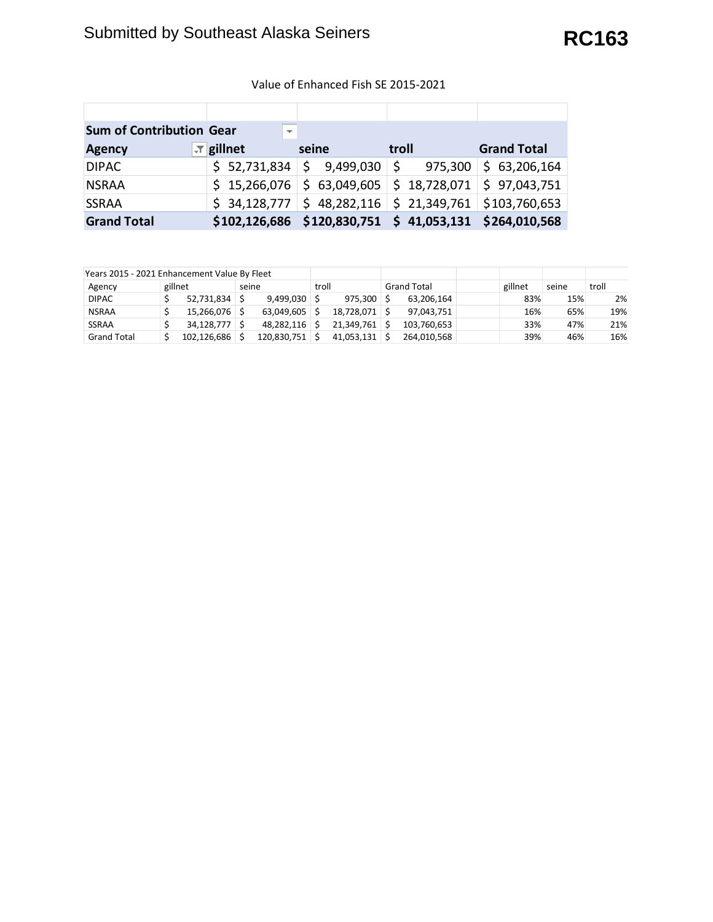Submitted by Southeast Alaska Seiners

RC163

Value of Enhanced Fish SE 2015-2021

| Sum of Contribution | Gear | | | |
|---|---|---|---|---|
| Agency | gillnet | seine | troll | Grand Total |
| DIPAC | $ 52,731,834 | $ 9,499,030 | $ 975,300 | $ 63,206,164 |
| NSRAA | $ 15,266,076 | $ 63,049,605 | $ 18,728,071 | $ 97,043,751 |
| SSRAA | $ 34,128,777 | $ 48,282,116 | $ 21,349,761 | $103,760,653 |
| **Grand Total** | **$102,126,686** | **$120,830,751** | **$ 41,053,131** | **$264,010,568** |

Years 2015 - 2021 Enhancement Value By Fleet

| Agency | gillnet | seine | troll | Grand Total | | gillnet | seine | troll |
|---|---|---|---|---|---|---|---|---|
| DIPAC | $ 52,731,834 | $ 9,499,030 | $ 975,300 | $ 63,206,164 | | 83% | 15% | 2% |
| NSRAA | $ 15,266,076 | $ 63,049,605 | $ 18,728,071 | $ 97,043,751 | | 16% | 65% | 19% |
| SSRAA | $ 34,128,777 | $ 48,282,116 | $ 21,349,761 | $ 103,760,653 | | 33% | 47% | 21% |
| Grand Total | $ 102,126,686 | $ 120,830,751 | $ 41,053,131 | $ 264,010,568 | | 39% | 46% | 16% |